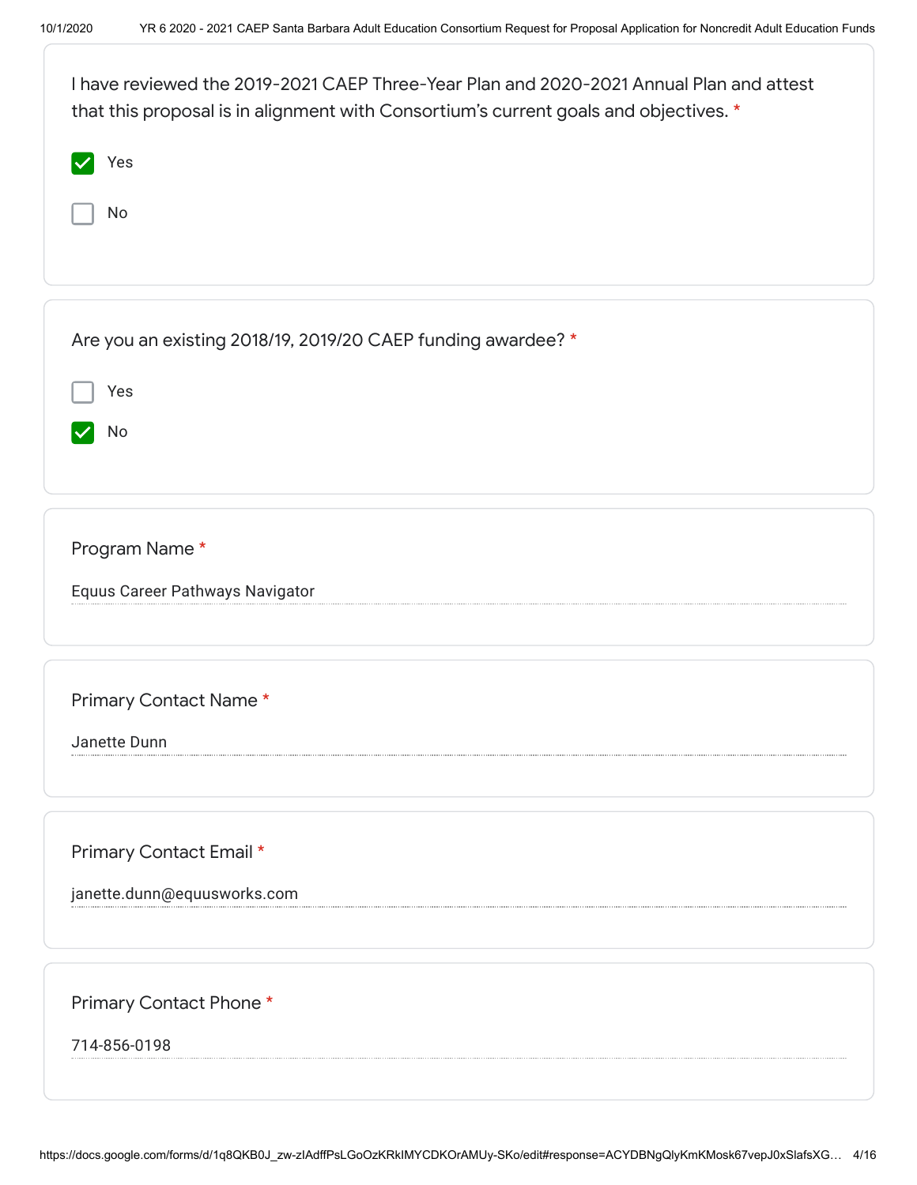I have reviewed the 2019-2021 CAEP Three-Year Plan and 2020-2021 Annual Plan and attest that this proposal is in alignment with Consortium's current goals and objectives. *

- [x] Yes
- [ ] No

Are you an existing 2018/19, 2019/20 CAEP funding awardee? *

- [ ] Yes
- [x] No

Program Name *

Equus Career Pathways Navigator

Primary Contact Name *

Janette Dunn

Primary Contact Email *

janette.dunn@equusworks.com

Primary Contact Phone *

714-856-0198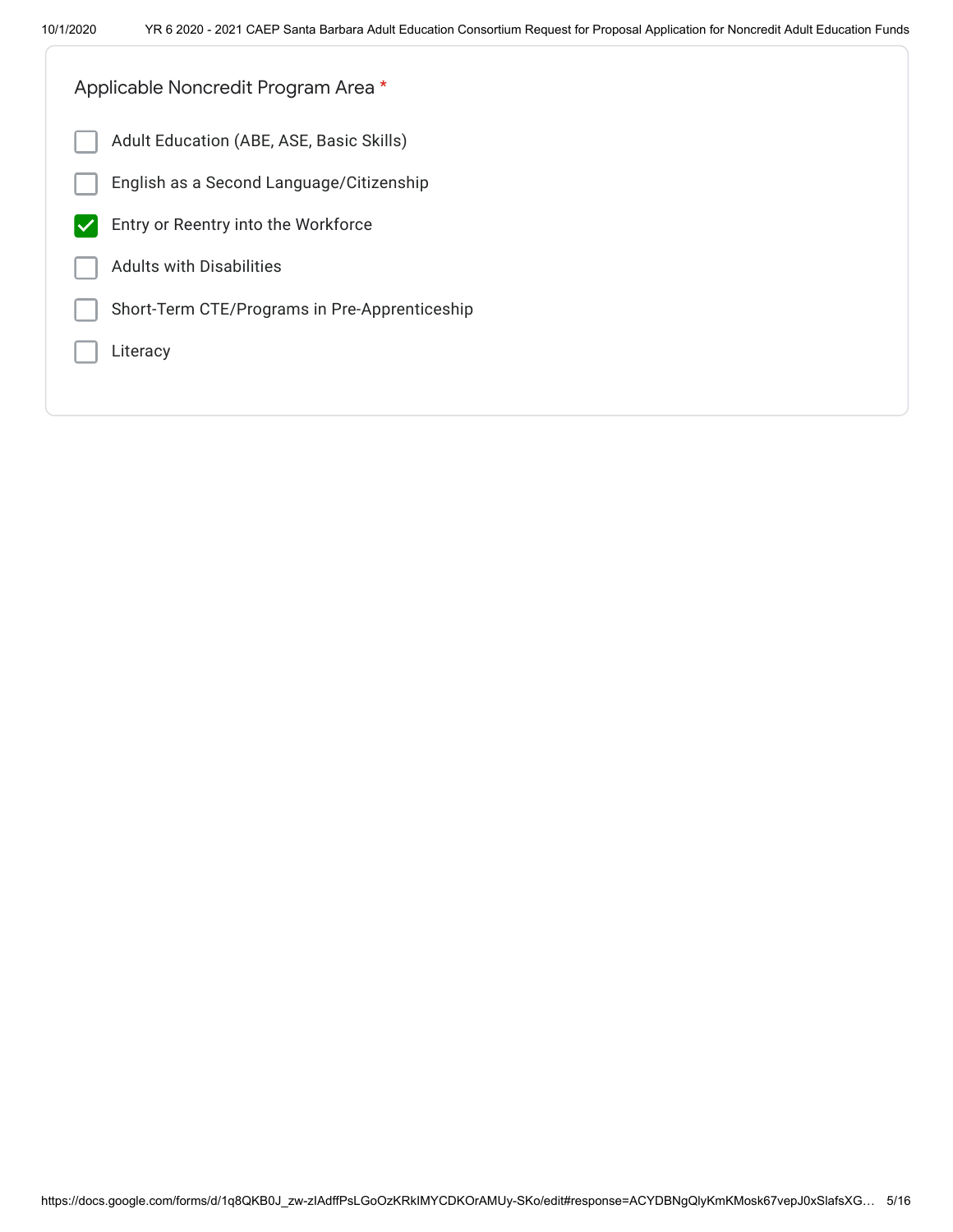Applicable Noncredit Program Area *

- [ ] Adult Education (ABE, ASE, Basic Skills)
- [ ] English as a Second Language/Citizenship
- [x] Entry or Reentry into the Workforce
- [ ] Adults with Disabilities
- [ ] Short-Term CTE/Programs in Pre-Apprenticeship
- [ ] Literacy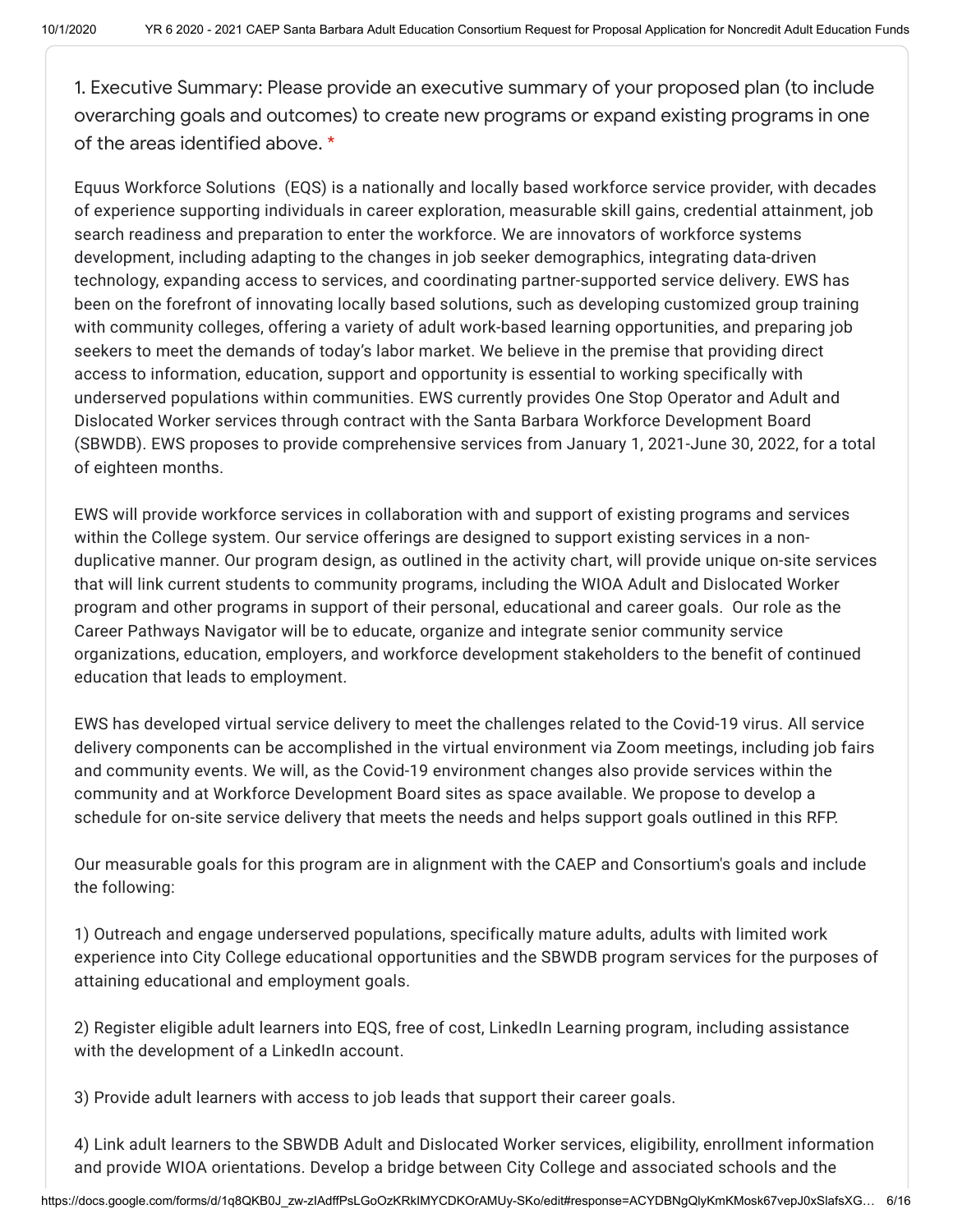1. Executive Summary: Please provide an executive summary of your proposed plan (to include overarching goals and outcomes) to create new programs or expand existing programs in one of the areas identified above. *

Equus Workforce Solutions  (EQS) is a nationally and locally based workforce service provider, with decades of experience supporting individuals in career exploration, measurable skill gains, credential attainment, job search readiness and preparation to enter the workforce. We are innovators of workforce systems development, including adapting to the changes in job seeker demographics, integrating data-driven technology, expanding access to services, and coordinating partner-supported service delivery. EWS has been on the forefront of innovating locally based solutions, such as developing customized group training with community colleges, offering a variety of adult work-based learning opportunities, and preparing job seekers to meet the demands of today's labor market. We believe in the premise that providing direct access to information, education, support and opportunity is essential to working specifically with underserved populations within communities. EWS currently provides One Stop Operator and Adult and Dislocated Worker services through contract with the Santa Barbara Workforce Development Board (SBWDB). EWS proposes to provide comprehensive services from January 1, 2021-June 30, 2022, for a total of eighteen months.

EWS will provide workforce services in collaboration with and support of existing programs and services within the College system. Our service offerings are designed to support existing services in a non-duplicative manner. Our program design, as outlined in the activity chart, will provide unique on-site services that will link current students to community programs, including the WIOA Adult and Dislocated Worker program and other programs in support of their personal, educational and career goals.  Our role as the Career Pathways Navigator will be to educate, organize and integrate senior community service organizations, education, employers, and workforce development stakeholders to the benefit of continued education that leads to employment.

EWS has developed virtual service delivery to meet the challenges related to the Covid-19 virus. All service delivery components can be accomplished in the virtual environment via Zoom meetings, including job fairs and community events. We will, as the Covid-19 environment changes also provide services within the community and at Workforce Development Board sites as space available. We propose to develop a schedule for on-site service delivery that meets the needs and helps support goals outlined in this RFP.

Our measurable goals for this program are in alignment with the CAEP and Consortium's goals and include the following:

1) Outreach and engage underserved populations, specifically mature adults, adults with limited work experience into City College educational opportunities and the SBWDB program services for the purposes of attaining educational and employment goals.

2) Register eligible adult learners into EQS, free of cost, LinkedIn Learning program, including assistance with the development of a LinkedIn account.

3) Provide adult learners with access to job leads that support their career goals.

4) Link adult learners to the SBWDB Adult and Dislocated Worker services, eligibility, enrollment information and provide WIOA orientations. Develop a bridge between City College and associated schools and the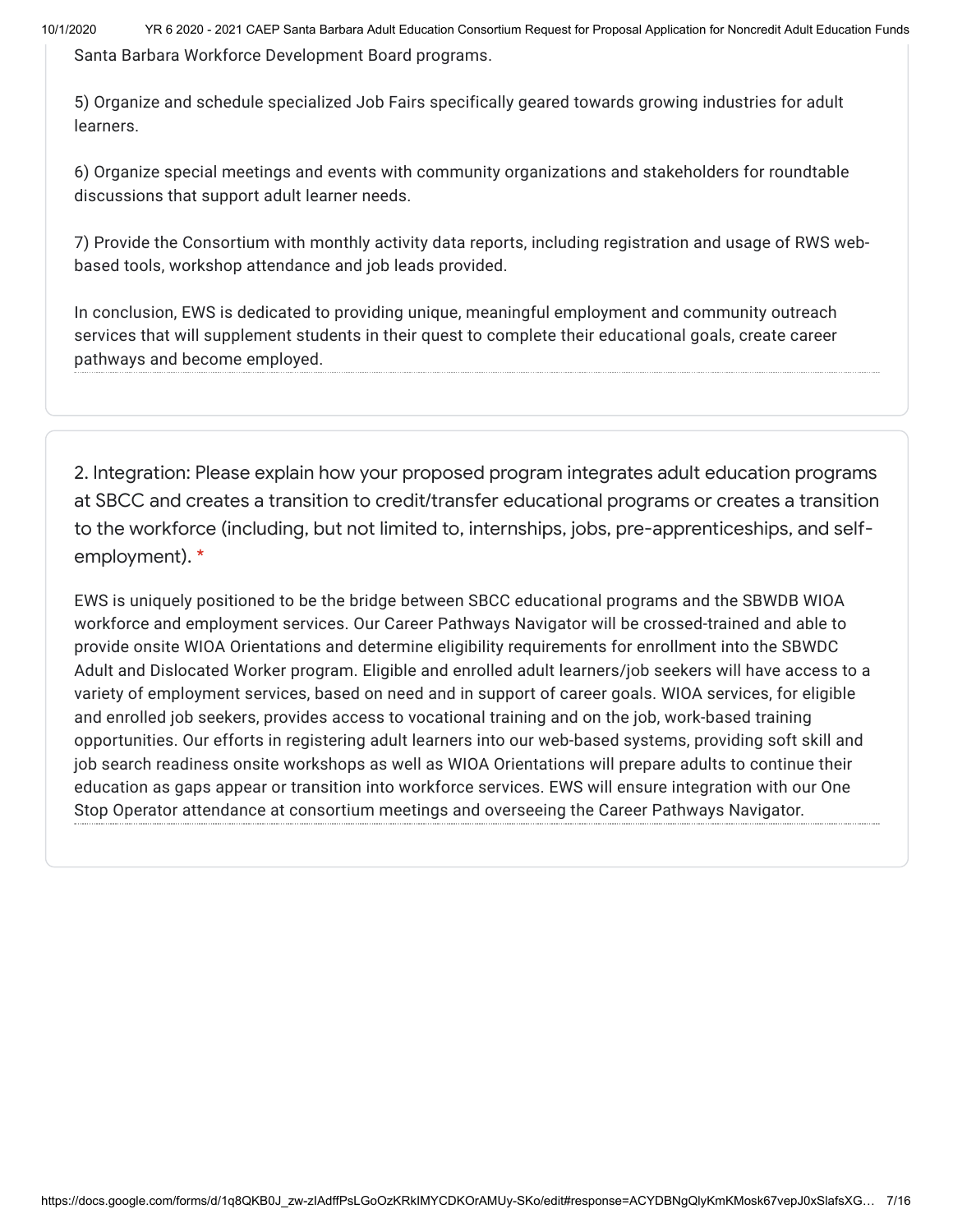Santa Barbara Workforce Development Board programs.

5) Organize and schedule specialized Job Fairs specifically geared towards growing industries for adult learners.

6) Organize special meetings and events with community organizations and stakeholders for roundtable discussions that support adult learner needs.

7) Provide the Consortium with monthly activity data reports, including registration and usage of RWS web-based tools, workshop attendance and job leads provided.

In conclusion, EWS is dedicated to providing unique, meaningful employment and community outreach services that will supplement students in their quest to complete their educational goals, create career pathways and become employed.

## 2. Integration: Please explain how your proposed program integrates adult education programs at SBCC and creates a transition to credit/transfer educational programs or creates a transition to the workforce (including, but not limited to, internships, jobs, pre-apprenticeships, and self-employment). *

EWS is uniquely positioned to be the bridge between SBCC educational programs and the SBWDB WIOA workforce and employment services. Our Career Pathways Navigator will be crossed-trained and able to provide onsite WIOA Orientations and determine eligibility requirements for enrollment into the SBWDC Adult and Dislocated Worker program. Eligible and enrolled adult learners/job seekers will have access to a variety of employment services, based on need and in support of career goals. WIOA services, for eligible and enrolled job seekers, provides access to vocational training and on the job, work-based training opportunities. Our efforts in registering adult learners into our web-based systems, providing soft skill and job search readiness onsite workshops as well as WIOA Orientations will prepare adults to continue their education as gaps appear or transition into workforce services. EWS will ensure integration with our One Stop Operator attendance at consortium meetings and overseeing the Career Pathways Navigator.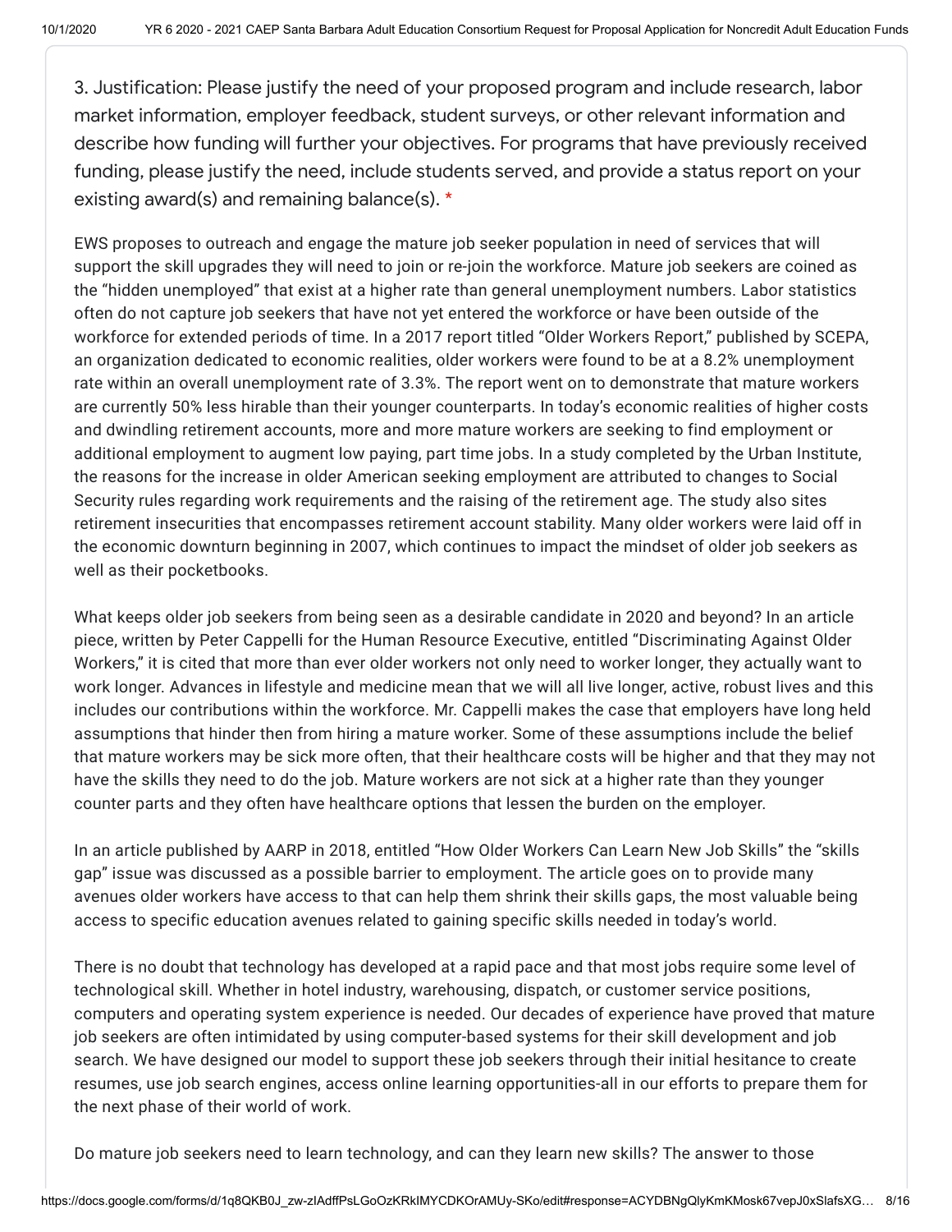3. Justification: Please justify the need of your proposed program and include research, labor market information, employer feedback, student surveys, or other relevant information and describe how funding will further your objectives. For programs that have previously received funding, please justify the need, include students served, and provide a status report on your existing award(s) and remaining balance(s). *

EWS proposes to outreach and engage the mature job seeker population in need of services that will support the skill upgrades they will need to join or re-join the workforce. Mature job seekers are coined as the "hidden unemployed" that exist at a higher rate than general unemployment numbers. Labor statistics often do not capture job seekers that have not yet entered the workforce or have been outside of the workforce for extended periods of time. In a 2017 report titled "Older Workers Report," published by SCEPA, an organization dedicated to economic realities, older workers were found to be at a 8.2% unemployment rate within an overall unemployment rate of 3.3%. The report went on to demonstrate that mature workers are currently 50% less hirable than their younger counterparts. In today's economic realities of higher costs and dwindling retirement accounts, more and more mature workers are seeking to find employment or additional employment to augment low paying, part time jobs. In a study completed by the Urban Institute, the reasons for the increase in older American seeking employment are attributed to changes to Social Security rules regarding work requirements and the raising of the retirement age. The study also sites retirement insecurities that encompasses retirement account stability. Many older workers were laid off in the economic downturn beginning in 2007, which continues to impact the mindset of older job seekers as well as their pocketbooks.

What keeps older job seekers from being seen as a desirable candidate in 2020 and beyond? In an article piece, written by Peter Cappelli for the Human Resource Executive, entitled "Discriminating Against Older Workers," it is cited that more than ever older workers not only need to worker longer, they actually want to work longer. Advances in lifestyle and medicine mean that we will all live longer, active, robust lives and this includes our contributions within the workforce. Mr. Cappelli makes the case that employers have long held assumptions that hinder then from hiring a mature worker. Some of these assumptions include the belief that mature workers may be sick more often, that their healthcare costs will be higher and that they may not have the skills they need to do the job. Mature workers are not sick at a higher rate than they younger counter parts and they often have healthcare options that lessen the burden on the employer.

In an article published by AARP in 2018, entitled "How Older Workers Can Learn New Job Skills" the "skills gap" issue was discussed as a possible barrier to employment. The article goes on to provide many avenues older workers have access to that can help them shrink their skills gaps, the most valuable being access to specific education avenues related to gaining specific skills needed in today's world.

There is no doubt that technology has developed at a rapid pace and that most jobs require some level of technological skill. Whether in hotel industry, warehousing, dispatch, or customer service positions, computers and operating system experience is needed. Our decades of experience have proved that mature job seekers are often intimidated by using computer-based systems for their skill development and job search. We have designed our model to support these job seekers through their initial hesitance to create resumes, use job search engines, access online learning opportunities-all in our efforts to prepare them for the next phase of their world of work.

Do mature job seekers need to learn technology, and can they learn new skills? The answer to those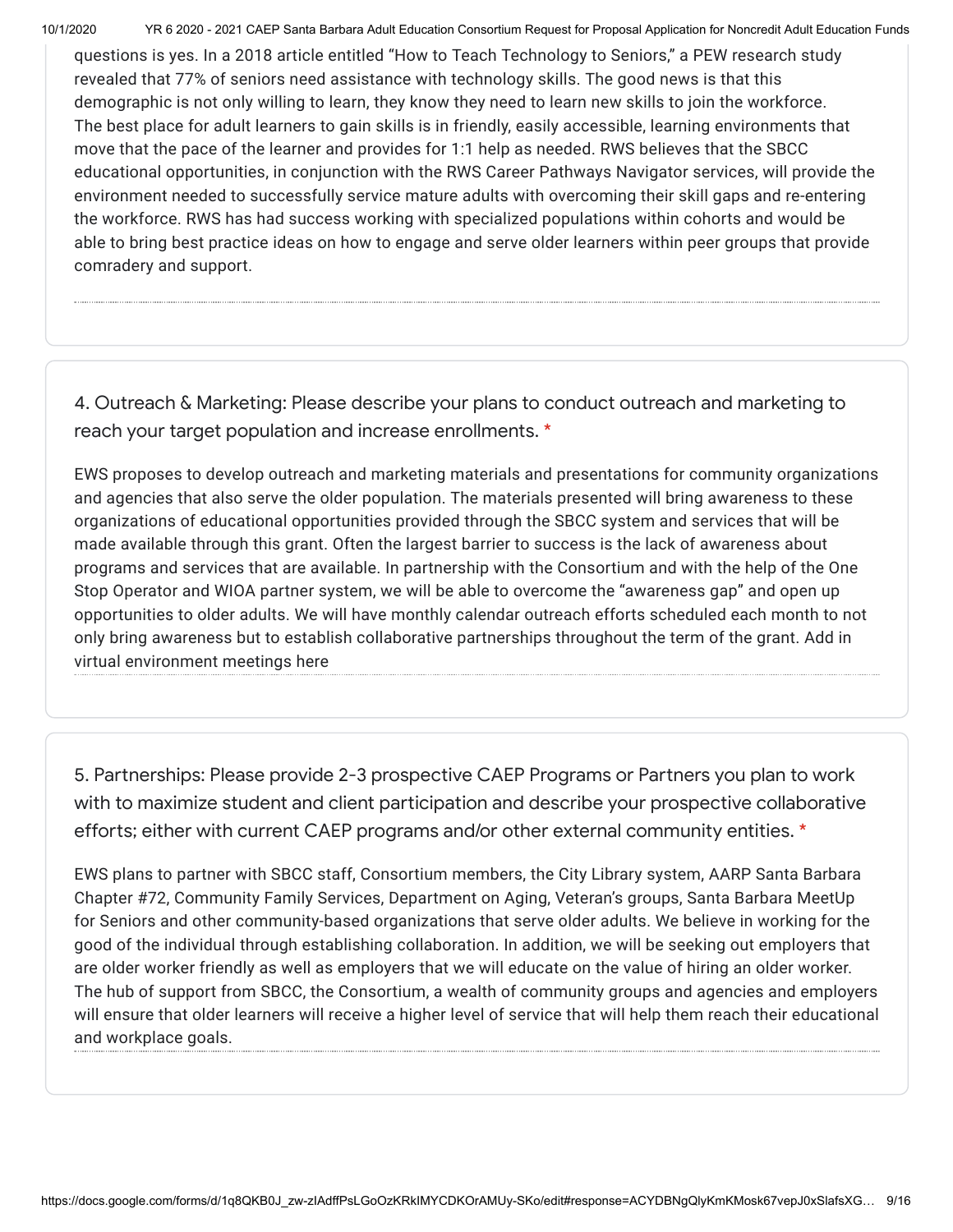questions is yes. In a 2018 article entitled "How to Teach Technology to Seniors," a PEW research study revealed that 77% of seniors need assistance with technology skills. The good news is that this demographic is not only willing to learn, they know they need to learn new skills to join the workforce. The best place for adult learners to gain skills is in friendly, easily accessible, learning environments that move that the pace of the learner and provides for 1:1 help as needed. RWS believes that the SBCC educational opportunities, in conjunction with the RWS Career Pathways Navigator services, will provide the environment needed to successfully service mature adults with overcoming their skill gaps and re-entering the workforce. RWS has had success working with specialized populations within cohorts and would be able to bring best practice ideas on how to engage and serve older learners within peer groups that provide comradery and support.

4. Outreach & Marketing: Please describe your plans to conduct outreach and marketing to reach your target population and increase enrollments. *

EWS proposes to develop outreach and marketing materials and presentations for community organizations and agencies that also serve the older population. The materials presented will bring awareness to these organizations of educational opportunities provided through the SBCC system and services that will be made available through this grant. Often the largest barrier to success is the lack of awareness about programs and services that are available. In partnership with the Consortium and with the help of the One Stop Operator and WIOA partner system, we will be able to overcome the "awareness gap" and open up opportunities to older adults. We will have monthly calendar outreach efforts scheduled each month to not only bring awareness but to establish collaborative partnerships throughout the term of the grant. Add in virtual environment meetings here

5. Partnerships: Please provide 2-3 prospective CAEP Programs or Partners you plan to work with to maximize student and client participation and describe your prospective collaborative efforts; either with current CAEP programs and/or other external community entities. *

EWS plans to partner with SBCC staff, Consortium members, the City Library system, AARP Santa Barbara Chapter #72, Community Family Services, Department on Aging, Veteran's groups, Santa Barbara MeetUp for Seniors and other community-based organizations that serve older adults. We believe in working for the good of the individual through establishing collaboration. In addition, we will be seeking out employers that are older worker friendly as well as employers that we will educate on the value of hiring an older worker. The hub of support from SBCC, the Consortium, a wealth of community groups and agencies and employers will ensure that older learners will receive a higher level of service that will help them reach their educational and workplace goals.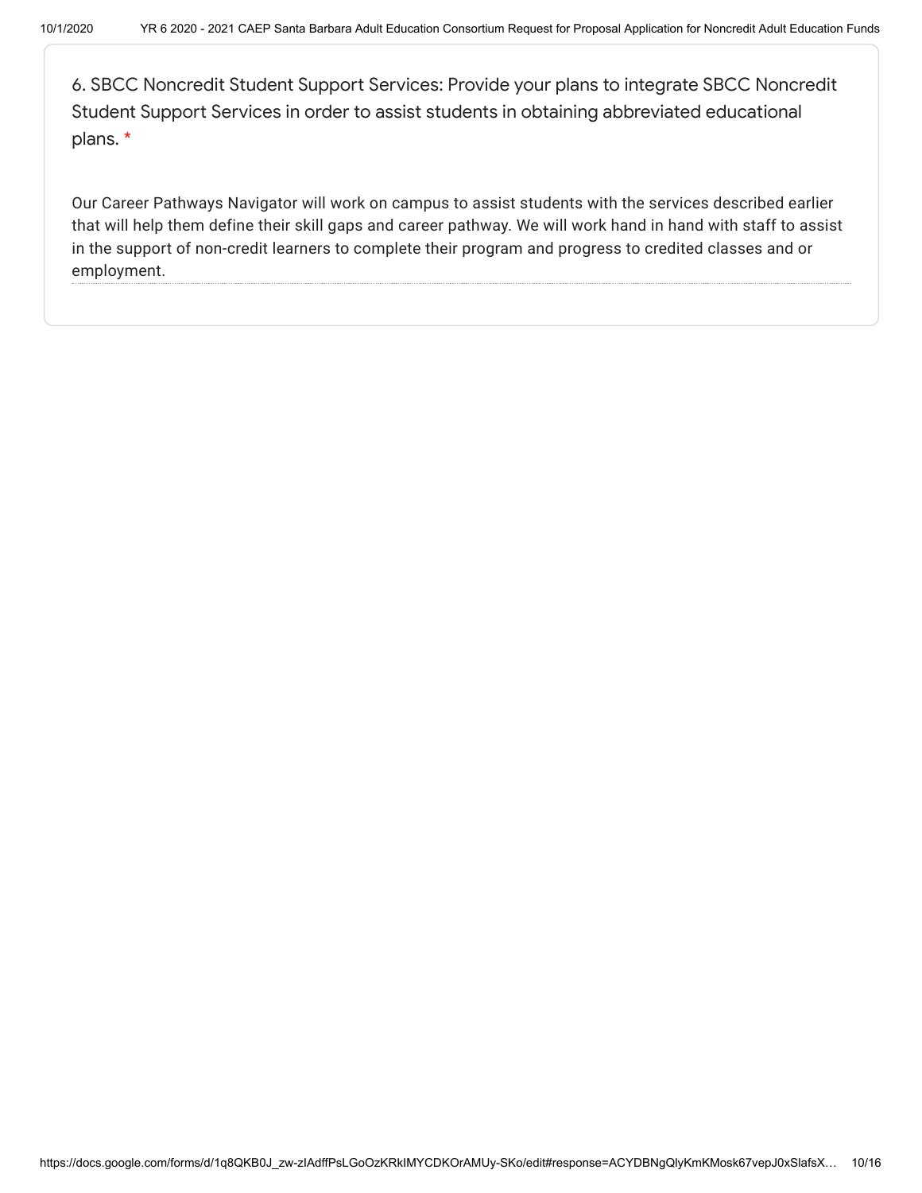6. SBCC Noncredit Student Support Services: Provide your plans to integrate SBCC Noncredit Student Support Services in order to assist students in obtaining abbreviated educational plans. *

Our Career Pathways Navigator will work on campus to assist students with the services described earlier that will help them define their skill gaps and career pathway. We will work hand in hand with staff to assist in the support of non-credit learners to complete their program and progress to credited classes and or employment.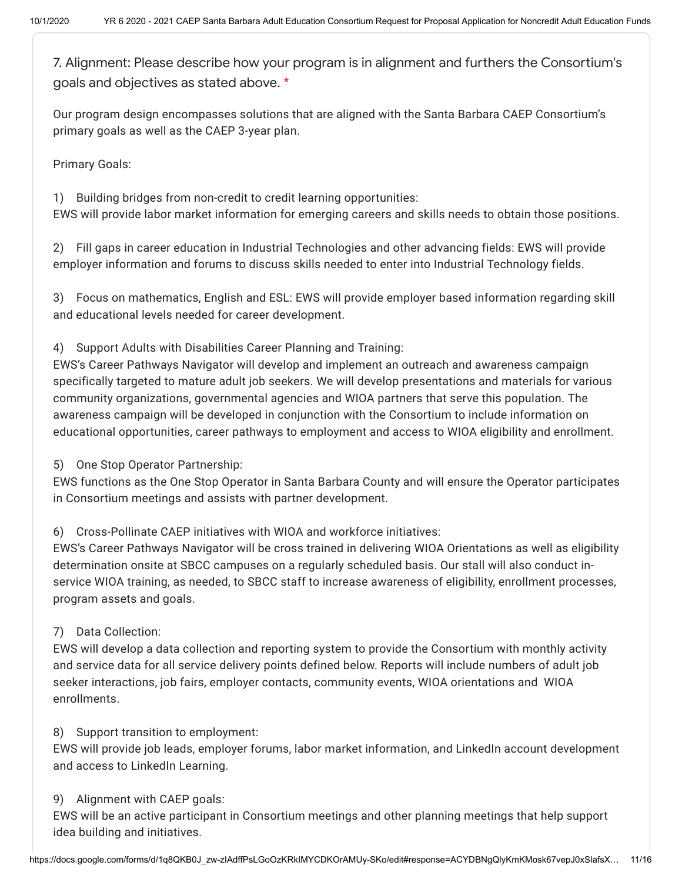7. Alignment: Please describe how your program is in alignment and furthers the Consortium's goals and objectives as stated above. *

Our program design encompasses solutions that are aligned with the Santa Barbara CAEP Consortium's primary goals as well as the CAEP 3-year plan.

Primary Goals:

1) Building bridges from non-credit to credit learning opportunities:
EWS will provide labor market information for emerging careers and skills needs to obtain those positions.

2) Fill gaps in career education in Industrial Technologies and other advancing fields: EWS will provide employer information and forums to discuss skills needed to enter into Industrial Technology fields.

3) Focus on mathematics, English and ESL: EWS will provide employer based information regarding skill and educational levels needed for career development.

4) Support Adults with Disabilities Career Planning and Training:
EWS's Career Pathways Navigator will develop and implement an outreach and awareness campaign specifically targeted to mature adult job seekers. We will develop presentations and materials for various community organizations, governmental agencies and WIOA partners that serve this population. The awareness campaign will be developed in conjunction with the Consortium to include information on educational opportunities, career pathways to employment and access to WIOA eligibility and enrollment.

5) One Stop Operator Partnership:
EWS functions as the One Stop Operator in Santa Barbara County and will ensure the Operator participates in Consortium meetings and assists with partner development.

6) Cross-Pollinate CAEP initiatives with WIOA and workforce initiatives:
EWS's Career Pathways Navigator will be cross trained in delivering WIOA Orientations as well as eligibility determination onsite at SBCC campuses on a regularly scheduled basis. Our stall will also conduct in-service WIOA training, as needed, to SBCC staff to increase awareness of eligibility, enrollment processes, program assets and goals.

7) Data Collection:
EWS will develop a data collection and reporting system to provide the Consortium with monthly activity and service data for all service delivery points defined below. Reports will include numbers of adult job seeker interactions, job fairs, employer contacts, community events, WIOA orientations and WIOA enrollments.

8) Support transition to employment:
EWS will provide job leads, employer forums, labor market information, and LinkedIn account development and access to LinkedIn Learning.

9) Alignment with CAEP goals:
EWS will be an active participant in Consortium meetings and other planning meetings that help support idea building and initiatives.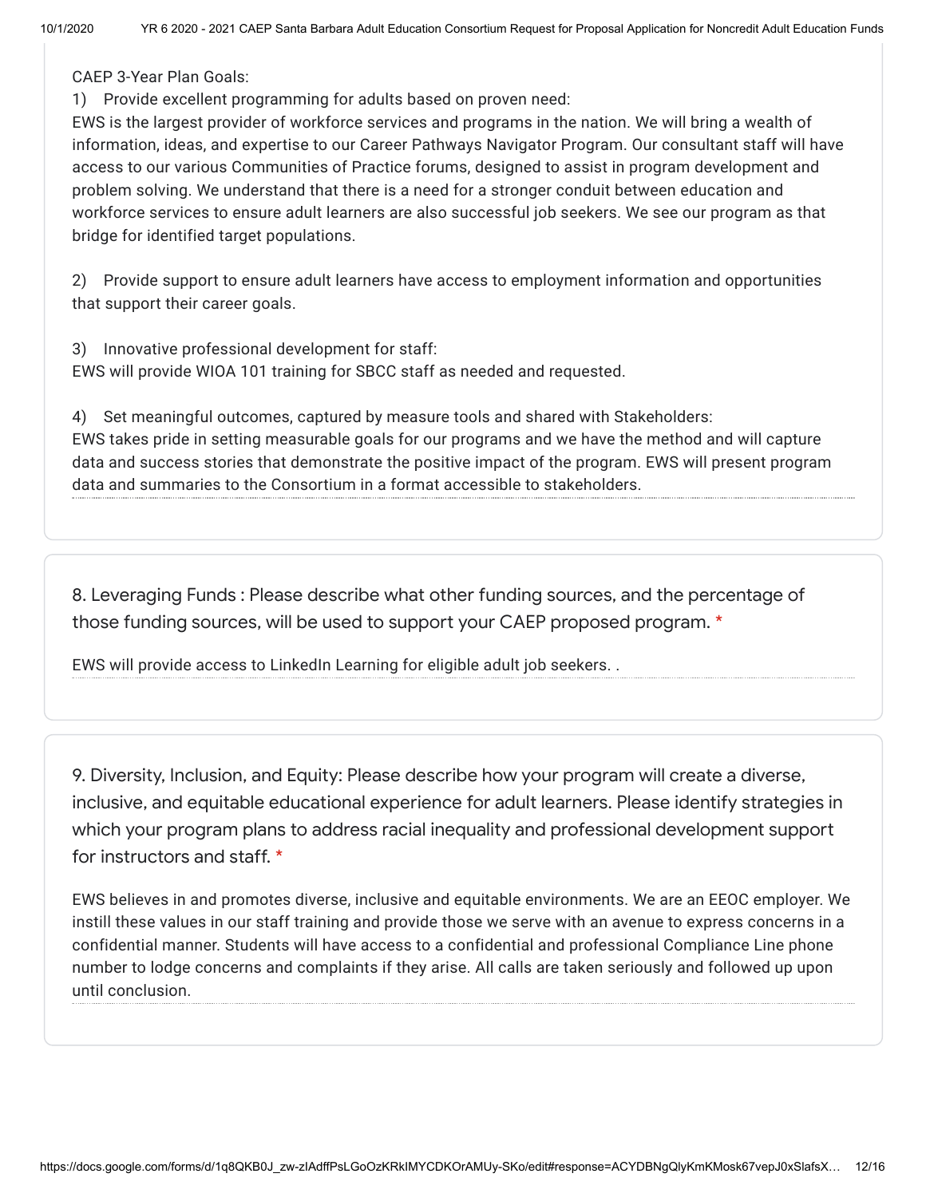CAEP 3-Year Plan Goals:

1) Provide excellent programming for adults based on proven need:
EWS is the largest provider of workforce services and programs in the nation. We will bring a wealth of information, ideas, and expertise to our Career Pathways Navigator Program. Our consultant staff will have access to our various Communities of Practice forums, designed to assist in program development and problem solving. We understand that there is a need for a stronger conduit between education and workforce services to ensure adult learners are also successful job seekers. We see our program as that bridge for identified target populations.

2) Provide support to ensure adult learners have access to employment information and opportunities that support their career goals.

3) Innovative professional development for staff:
EWS will provide WIOA 101 training for SBCC staff as needed and requested.

4) Set meaningful outcomes, captured by measure tools and shared with Stakeholders:
EWS takes pride in setting measurable goals for our programs and we have the method and will capture data and success stories that demonstrate the positive impact of the program. EWS will present program data and summaries to the Consortium in a format accessible to stakeholders.

8. Leveraging Funds : Please describe what other funding sources, and the percentage of those funding sources, will be used to support your CAEP proposed program. *

EWS will provide access to LinkedIn Learning for eligible adult job seekers. .

9. Diversity, Inclusion, and Equity: Please describe how your program will create a diverse, inclusive, and equitable educational experience for adult learners. Please identify strategies in which your program plans to address racial inequality and professional development support for instructors and staff. *

EWS believes in and promotes diverse, inclusive and equitable environments. We are an EEOC employer. We instill these values in our staff training and provide those we serve with an avenue to express concerns in a confidential manner. Students will have access to a confidential and professional Compliance Line phone number to lodge concerns and complaints if they arise. All calls are taken seriously and followed up upon until conclusion.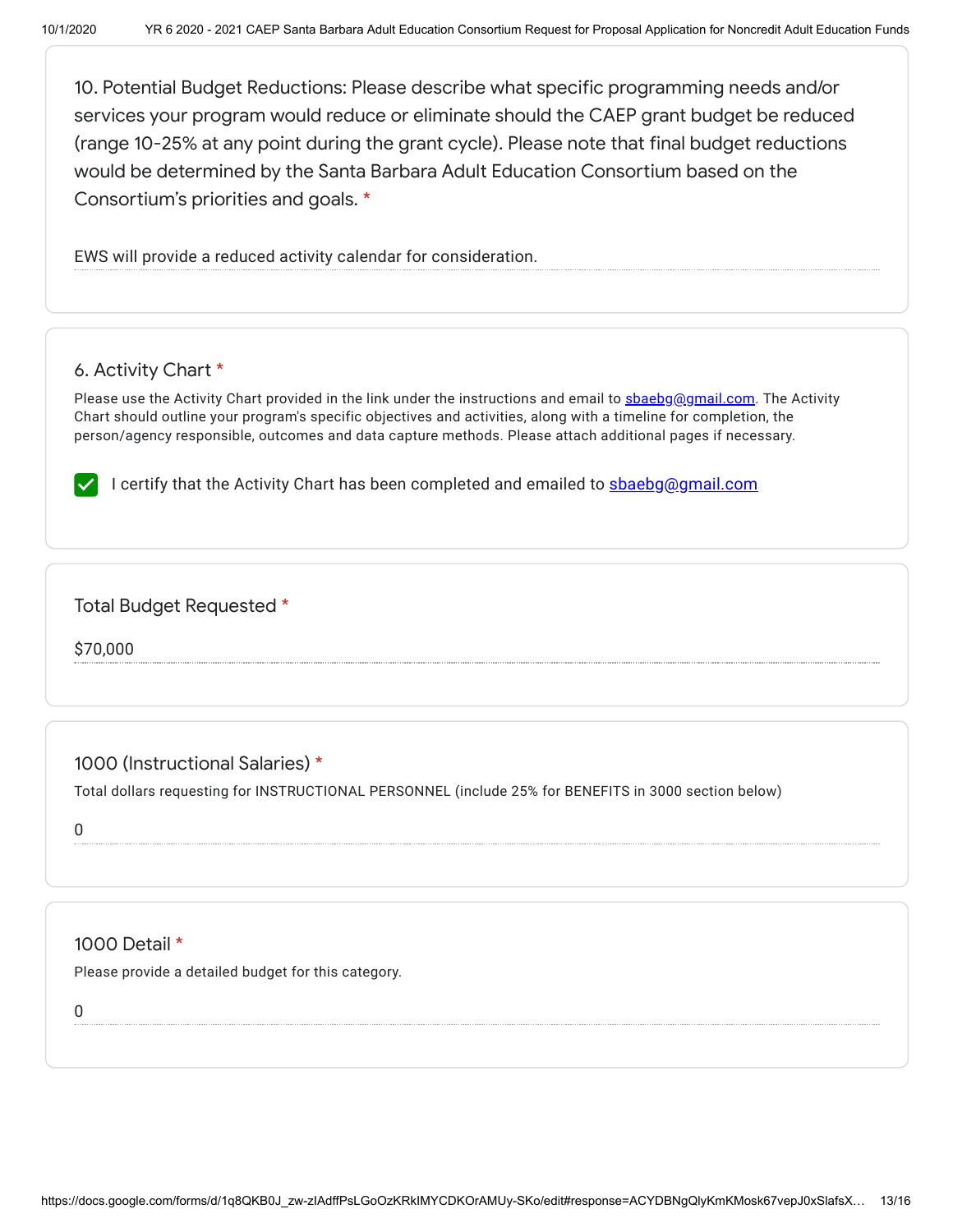10. Potential Budget Reductions: Please describe what specific programming needs and/or services your program would reduce or eliminate should the CAEP grant budget be reduced (range 10-25% at any point during the grant cycle). Please note that final budget reductions would be determined by the Santa Barbara Adult Education Consortium based on the Consortium's priorities and goals. *

EWS will provide a reduced activity calendar for consideration.

6. Activity Chart *

Please use the Activity Chart provided in the link under the instructions and email to sbaebg@gmail.com. The Activity Chart should outline your program's specific objectives and activities, along with a timeline for completion, the person/agency responsible, outcomes and data capture methods. Please attach additional pages if necessary.

- [x] I certify that the Activity Chart has been completed and emailed to sbaebg@gmail.com

Total Budget Requested *

$70,000

1000 (Instructional Salaries) *

Total dollars requesting for INSTRUCTIONAL PERSONNEL (include 25% for BENEFITS in 3000 section below)

0

1000 Detail *

Please provide a detailed budget for this category.

0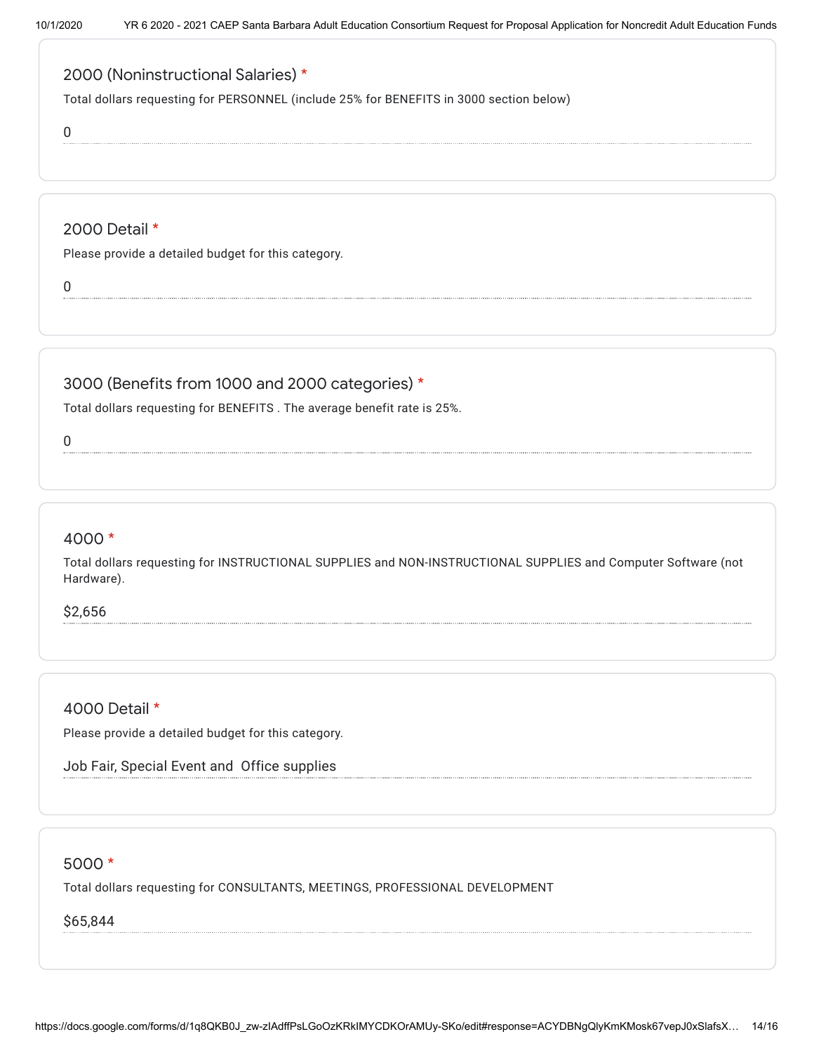### 2000 (Noninstructional Salaries) *

Total dollars requesting for PERSONNEL (include 25% for BENEFITS in 3000 section below)

0

### 2000 Detail *

Please provide a detailed budget for this category.

0

### 3000 (Benefits from 1000 and 2000 categories) *

Total dollars requesting for BENEFITS . The average benefit rate is 25%.

0

### 4000 *

Total dollars requesting for INSTRUCTIONAL SUPPLIES and NON-INSTRUCTIONAL SUPPLIES and Computer Software (not Hardware).

$2,656

### 4000 Detail *

Please provide a detailed budget for this category.

Job Fair, Special Event and Office supplies

### 5000 *

Total dollars requesting for CONSULTANTS, MEETINGS, PROFESSIONAL DEVELOPMENT

$65,844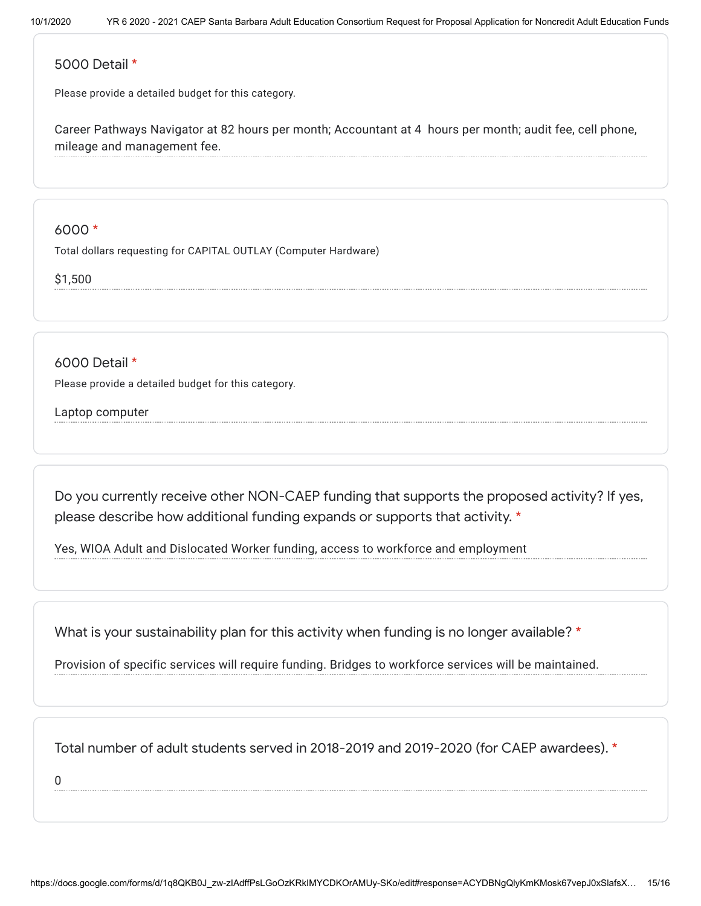5000 Detail *

Please provide a detailed budget for this category.

Career Pathways Navigator at 82 hours per month; Accountant at 4 hours per month; audit fee, cell phone, mileage and management fee.

6000 *

Total dollars requesting for CAPITAL OUTLAY (Computer Hardware)

$1,500

6000 Detail *

Please provide a detailed budget for this category.

Laptop computer

Do you currently receive other NON-CAEP funding that supports the proposed activity? If yes, please describe how additional funding expands or supports that activity. *

Yes, WIOA Adult and Dislocated Worker funding, access to workforce and employment

What is your sustainability plan for this activity when funding is no longer available? *

Provision of specific services will require funding. Bridges to workforce services will be maintained.

Total number of adult students served in 2018-2019 and 2019-2020 (for CAEP awardees). *

0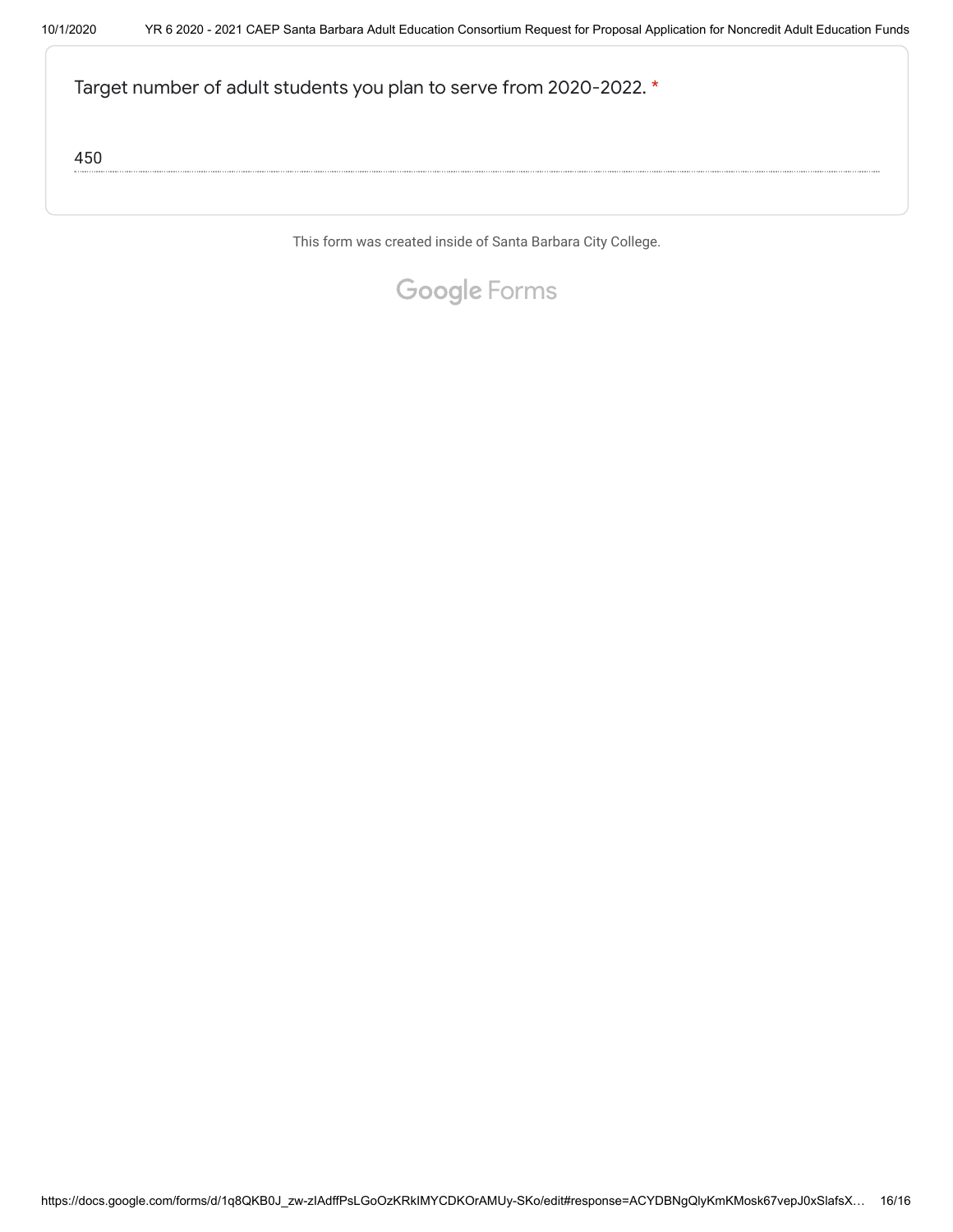Target number of adult students you plan to serve from 2020-2022. *

450

This form was created inside of Santa Barbara City College.

Google Forms